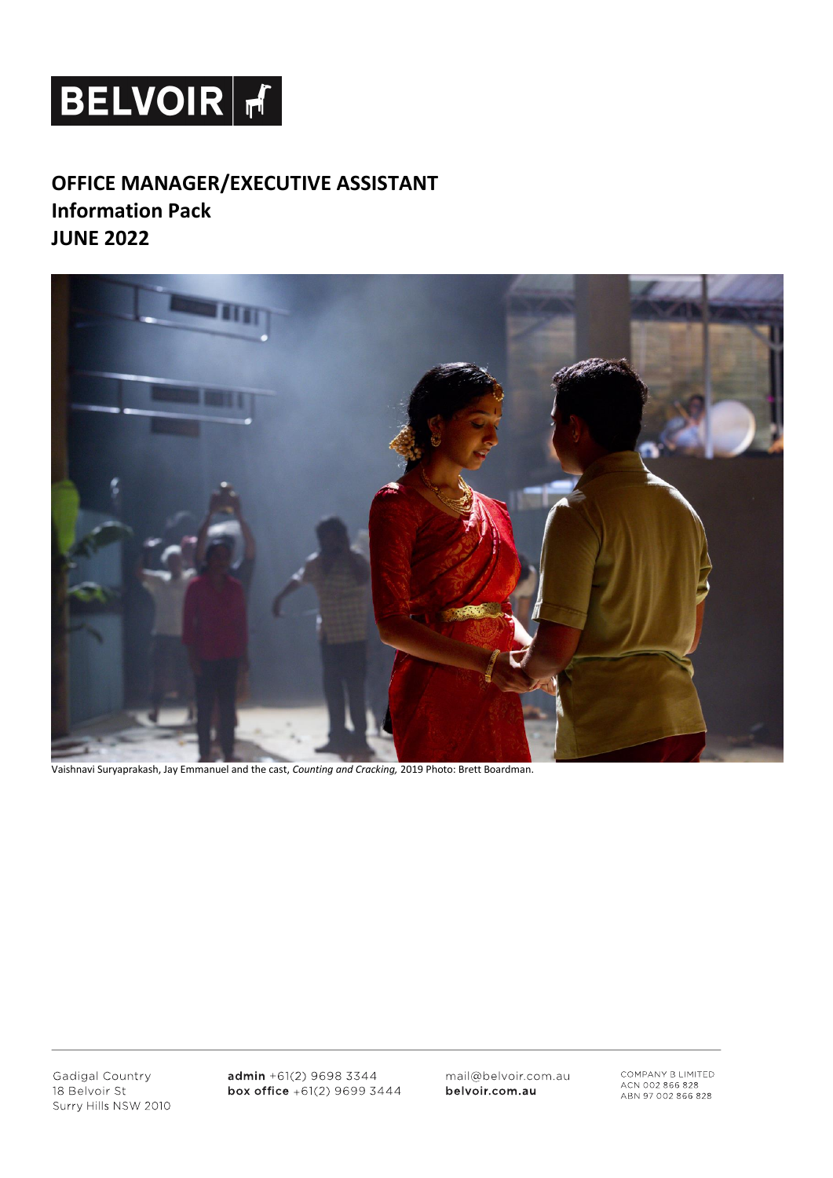BELVOIR

# OFFICE MANAGER/EXECUTIVE ASSISTANT
## Information Pack
## JUNE 2022

Vaishnavi Suryaprakash, Jay Emmanuel and the cast, *Counting and Cracking,* 2019 Photo: Brett Boardman.

Gadigal Country
18 Belvoir St
Surry Hills NSW 2010

**admin** +61(2) 9698 3344
**box office** +61(2) 9699 3444

mail@belvoir.com.au
**belvoir.com.au**

COMPANY B LIMITED
ACN 002 866 828
ABN 97 002 866 828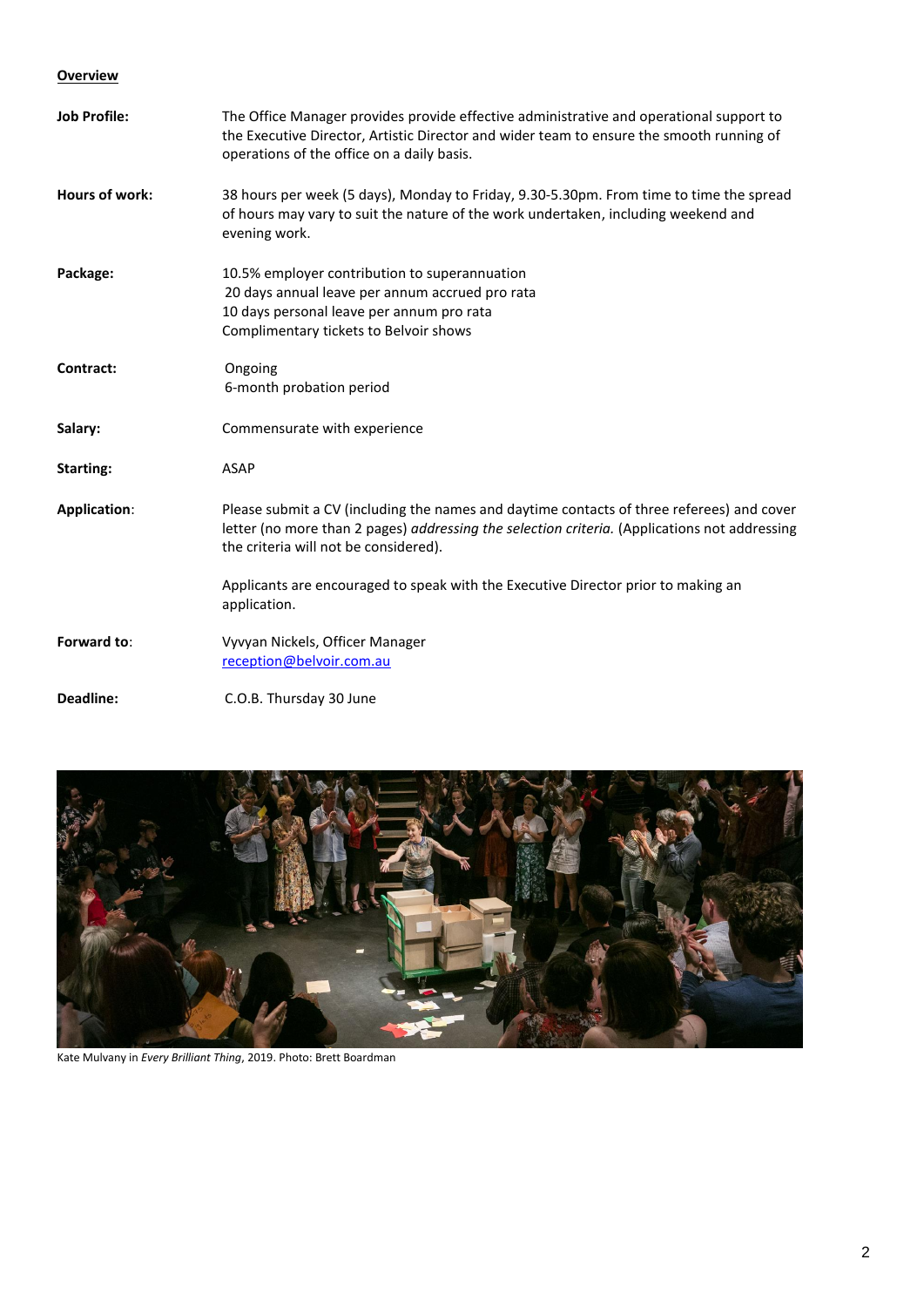**Overview**

| | |
|---|---|
| **Job Profile:** | The Office Manager provides provide effective administrative and operational support to the Executive Director, Artistic Director and wider team to ensure the smooth running of operations of the office on a daily basis. |
| **Hours of work:** | 38 hours per week (5 days), Monday to Friday, 9.30-5.30pm. From time to time the spread of hours may vary to suit the nature of the work undertaken, including weekend and evening work. |
| **Package:** | 10.5% employer contribution to superannuation<br>20 days annual leave per annum accrued pro rata<br>10 days personal leave per annum pro rata<br>Complimentary tickets to Belvoir shows |
| **Contract:** | Ongoing<br>6-month probation period |
| **Salary:** | Commensurate with experience |
| **Starting:** | ASAP |
| **Application**: | Please submit a CV (including the names and daytime contacts of three referees) and cover letter (no more than 2 pages) *addressing the selection criteria.* (Applications not addressing the criteria will not be considered).<br><br>Applicants are encouraged to speak with the Executive Director prior to making an application. |
| **Forward to**: | Vyvyan Nickels, Officer Manager<br>[reception@belvoir.com.au](mailto:reception@belvoir.com.au) |
| **Deadline:** | C.O.B. Thursday 30 June |

Kate Mulvany in *Every Brilliant Thing*, 2019. Photo: Brett Boardman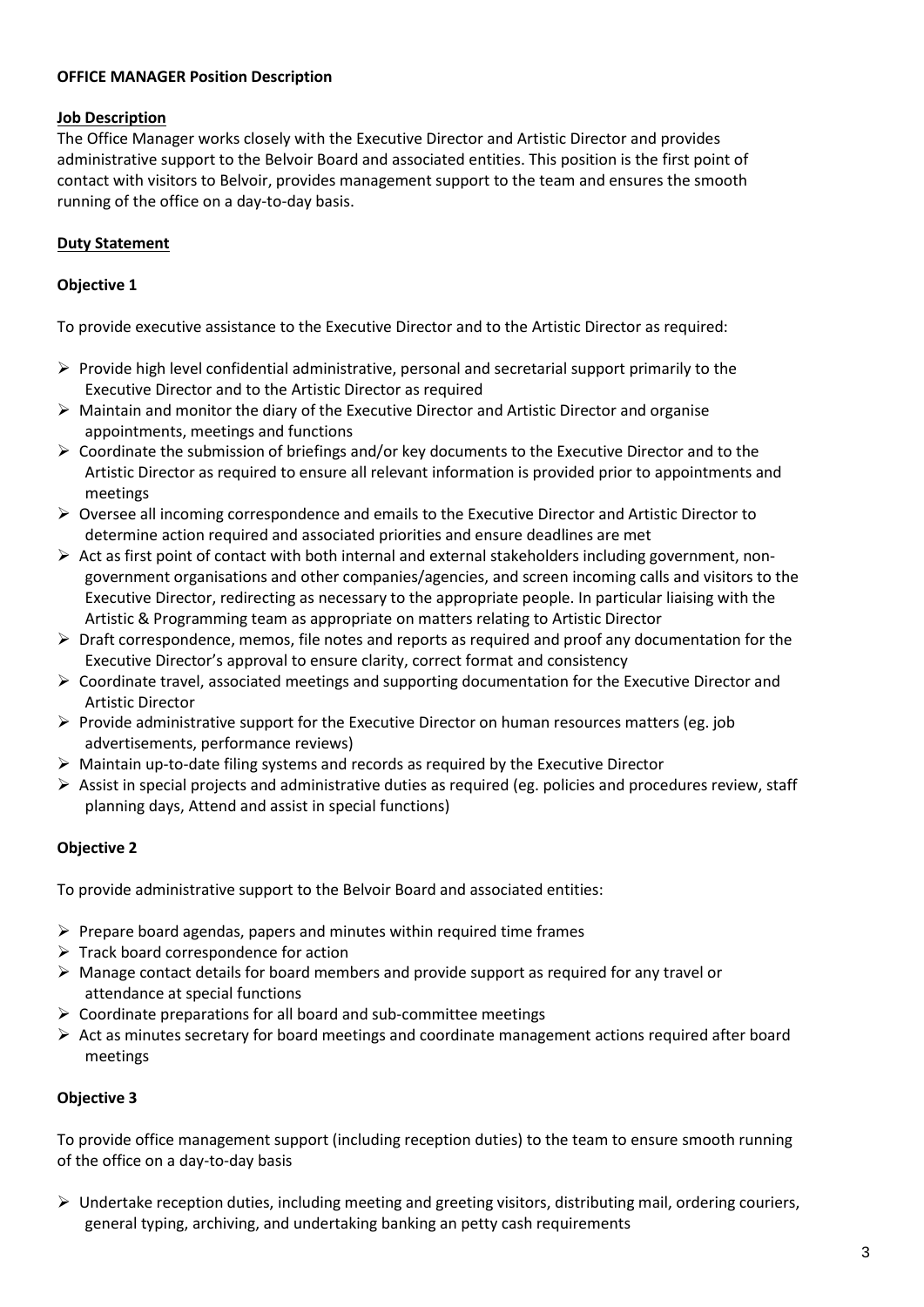**OFFICE MANAGER Position Description**

**Job Description**

The Office Manager works closely with the Executive Director and Artistic Director and provides administrative support to the Belvoir Board and associated entities. This position is the first point of contact with visitors to Belvoir, provides management support to the team and ensures the smooth running of the office on a day-to-day basis.

**Duty Statement**

**Objective 1**

To provide executive assistance to the Executive Director and to the Artistic Director as required:

- Provide high level confidential administrative, personal and secretarial support primarily to the Executive Director and to the Artistic Director as required
- Maintain and monitor the diary of the Executive Director and Artistic Director and organise appointments, meetings and functions
- Coordinate the submission of briefings and/or key documents to the Executive Director and to the Artistic Director as required to ensure all relevant information is provided prior to appointments and meetings
- Oversee all incoming correspondence and emails to the Executive Director and Artistic Director to determine action required and associated priorities and ensure deadlines are met
- Act as first point of contact with both internal and external stakeholders including government, non-government organisations and other companies/agencies, and screen incoming calls and visitors to the Executive Director, redirecting as necessary to the appropriate people. In particular liaising with the Artistic & Programming team as appropriate on matters relating to Artistic Director
- Draft correspondence, memos, file notes and reports as required and proof any documentation for the Executive Director's approval to ensure clarity, correct format and consistency
- Coordinate travel, associated meetings and supporting documentation for the Executive Director and Artistic Director
- Provide administrative support for the Executive Director on human resources matters (eg. job advertisements, performance reviews)
- Maintain up-to-date filing systems and records as required by the Executive Director
- Assist in special projects and administrative duties as required (eg. policies and procedures review, staff planning days, Attend and assist in special functions)

**Objective 2**

To provide administrative support to the Belvoir Board and associated entities:

- Prepare board agendas, papers and minutes within required time frames
- Track board correspondence for action
- Manage contact details for board members and provide support as required for any travel or attendance at special functions
- Coordinate preparations for all board and sub-committee meetings
- Act as minutes secretary for board meetings and coordinate management actions required after board meetings

**Objective 3**

To provide office management support (including reception duties) to the team to ensure smooth running of the office on a day-to-day basis

- Undertake reception duties, including meeting and greeting visitors, distributing mail, ordering couriers, general typing, archiving, and undertaking banking an petty cash requirements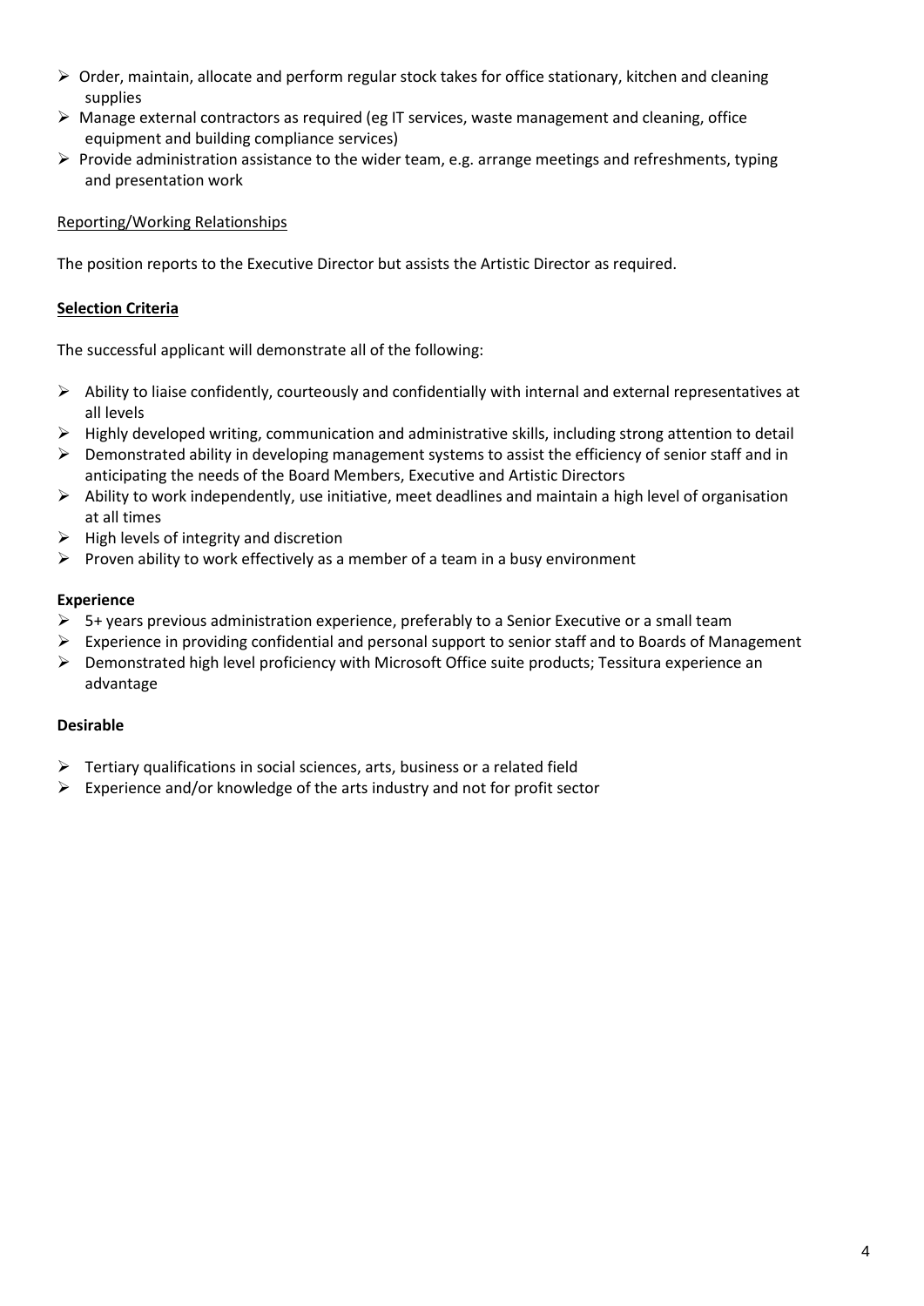- Order, maintain, allocate and perform regular stock takes for office stationary, kitchen and cleaning supplies
- Manage external contractors as required (eg IT services, waste management and cleaning, office equipment and building compliance services)
- Provide administration assistance to the wider team, e.g. arrange meetings and refreshments, typing and presentation work

Reporting/Working Relationships

The position reports to the Executive Director but assists the Artistic Director as required.

**Selection Criteria**

The successful applicant will demonstrate all of the following:

- Ability to liaise confidently, courteously and confidentially with internal and external representatives at all levels
- Highly developed writing, communication and administrative skills, including strong attention to detail
- Demonstrated ability in developing management systems to assist the efficiency of senior staff and in anticipating the needs of the Board Members, Executive and Artistic Directors
- Ability to work independently, use initiative, meet deadlines and maintain a high level of organisation at all times
- High levels of integrity and discretion
- Proven ability to work effectively as a member of a team in a busy environment

**Experience**

- 5+ years previous administration experience, preferably to a Senior Executive or a small team
- Experience in providing confidential and personal support to senior staff and to Boards of Management
- Demonstrated high level proficiency with Microsoft Office suite products; Tessitura experience an advantage

**Desirable**

- Tertiary qualifications in social sciences, arts, business or a related field
- Experience and/or knowledge of the arts industry and not for profit sector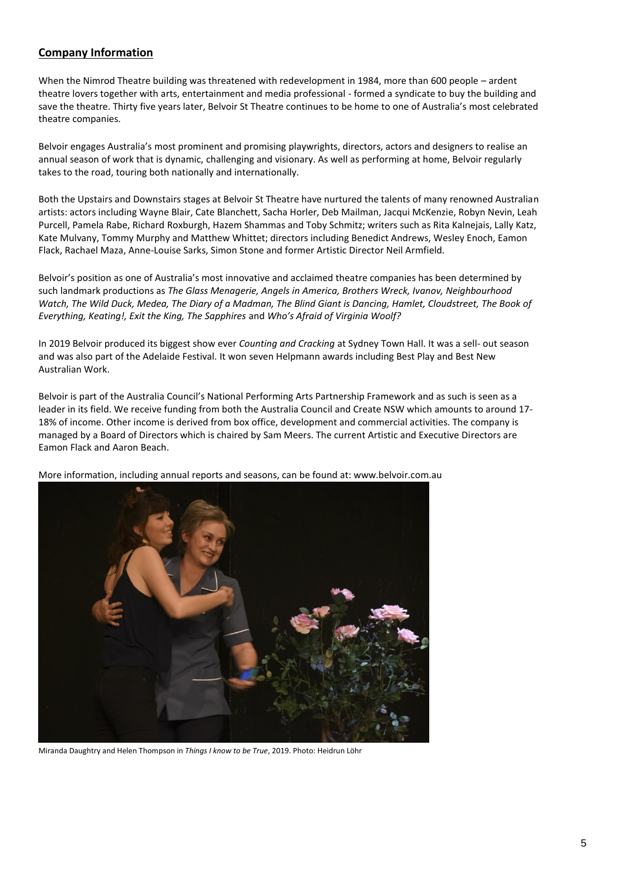## **Company Information**

When the Nimrod Theatre building was threatened with redevelopment in 1984, more than 600 people – ardent theatre lovers together with arts, entertainment and media professional - formed a syndicate to buy the building and save the theatre. Thirty five years later, Belvoir St Theatre continues to be home to one of Australia's most celebrated theatre companies.

Belvoir engages Australia's most prominent and promising playwrights, directors, actors and designers to realise an annual season of work that is dynamic, challenging and visionary. As well as performing at home, Belvoir regularly takes to the road, touring both nationally and internationally.

Both the Upstairs and Downstairs stages at Belvoir St Theatre have nurtured the talents of many renowned Australian artists: actors including Wayne Blair, Cate Blanchett, Sacha Horler, Deb Mailman, Jacqui McKenzie, Robyn Nevin, Leah Purcell, Pamela Rabe, Richard Roxburgh, Hazem Shammas and Toby Schmitz; writers such as Rita Kalnejais, Lally Katz, Kate Mulvany, Tommy Murphy and Matthew Whittet; directors including Benedict Andrews, Wesley Enoch, Eamon Flack, Rachael Maza, Anne-Louise Sarks, Simon Stone and former Artistic Director Neil Armfield.

Belvoir's position as one of Australia's most innovative and acclaimed theatre companies has been determined by such landmark productions as *The Glass Menagerie, Angels in America, Brothers Wreck, Ivanov, Neighbourhood Watch, The Wild Duck, Medea, The Diary of a Madman, The Blind Giant is Dancing, Hamlet, Cloudstreet, The Book of Everything, Keating!, Exit the King, The Sapphires* and *Who's Afraid of Virginia Woolf?*

In 2019 Belvoir produced its biggest show ever *Counting and Cracking* at Sydney Town Hall. It was a sell- out season and was also part of the Adelaide Festival. It won seven Helpmann awards including Best Play and Best New Australian Work.

Belvoir is part of the Australia Council's National Performing Arts Partnership Framework and as such is seen as a leader in its field. We receive funding from both the Australia Council and Create NSW which amounts to around 17-18% of income. Other income is derived from box office, development and commercial activities. The company is managed by a Board of Directors which is chaired by Sam Meers. The current Artistic and Executive Directors are Eamon Flack and Aaron Beach.

More information, including annual reports and seasons, can be found at: www.belvoir.com.au

Miranda Daughtry and Helen Thompson in *Things I know to be True*, 2019. Photo: Heidrun Löhr